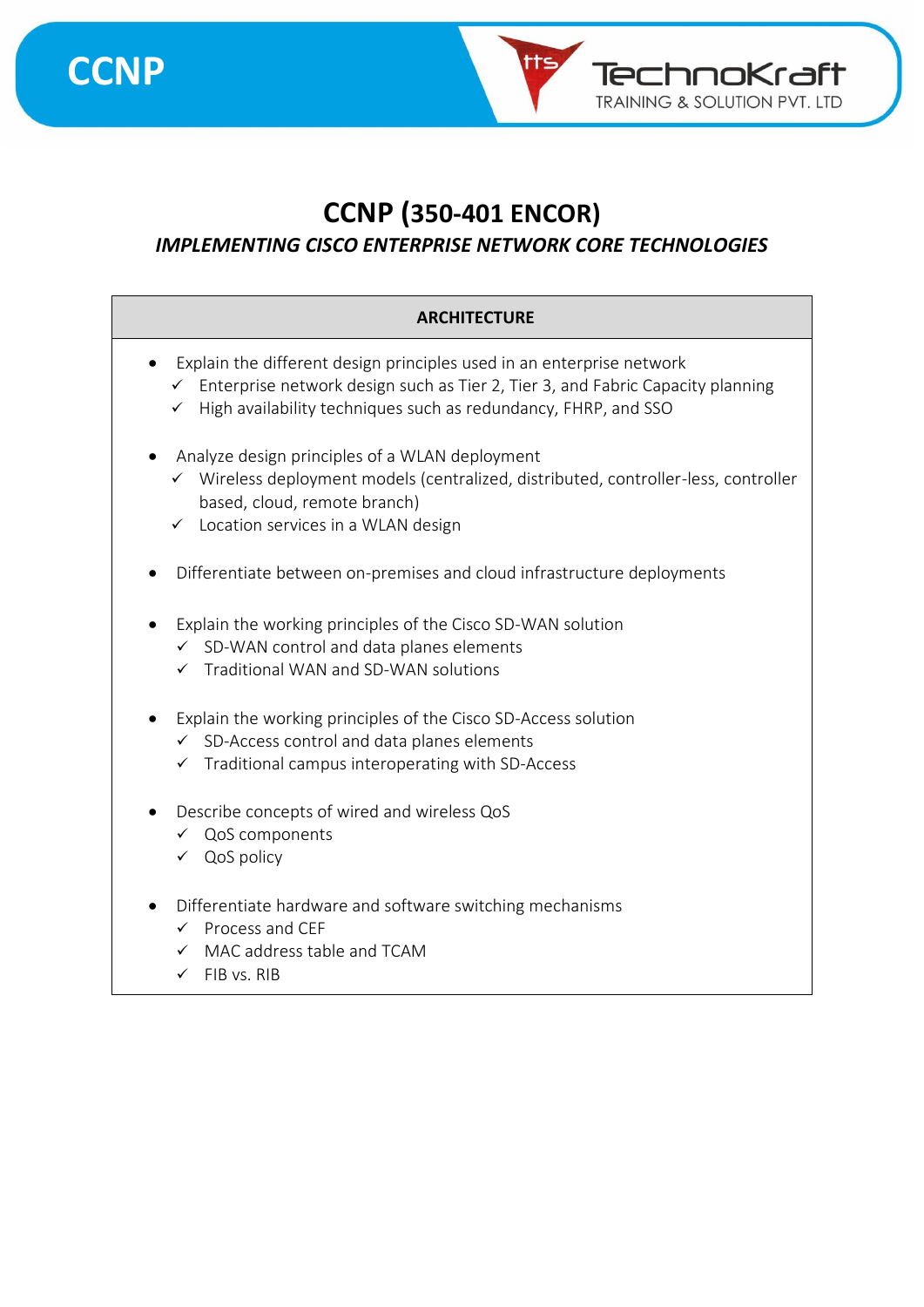# CCNP (350-401 ENCOR)

## *IMPLEMENTING CISCO ENTERPRISE NETWORK CORE TECHNOLOGIES*

### ARCHITECTURE

- Explain the different design principles used in an enterprise network
  - ✓ Enterprise network design such as Tier 2, Tier 3, and Fabric Capacity planning
  - ✓ High availability techniques such as redundancy, FHRP, and SSO
- Analyze design principles of a WLAN deployment
  - ✓ Wireless deployment models (centralized, distributed, controller-less, controller based, cloud, remote branch)
  - ✓ Location services in a WLAN design
- Differentiate between on-premises and cloud infrastructure deployments
- Explain the working principles of the Cisco SD-WAN solution
  - ✓ SD-WAN control and data planes elements
  - ✓ Traditional WAN and SD-WAN solutions
- Explain the working principles of the Cisco SD-Access solution
  - ✓ SD-Access control and data planes elements
  - ✓ Traditional campus interoperating with SD-Access
- Describe concepts of wired and wireless QoS
  - ✓ QoS components
  - ✓ QoS policy
- Differentiate hardware and software switching mechanisms
  - ✓ Process and CEF
  - ✓ MAC address table and TCAM
  - ✓ FIB vs. RIB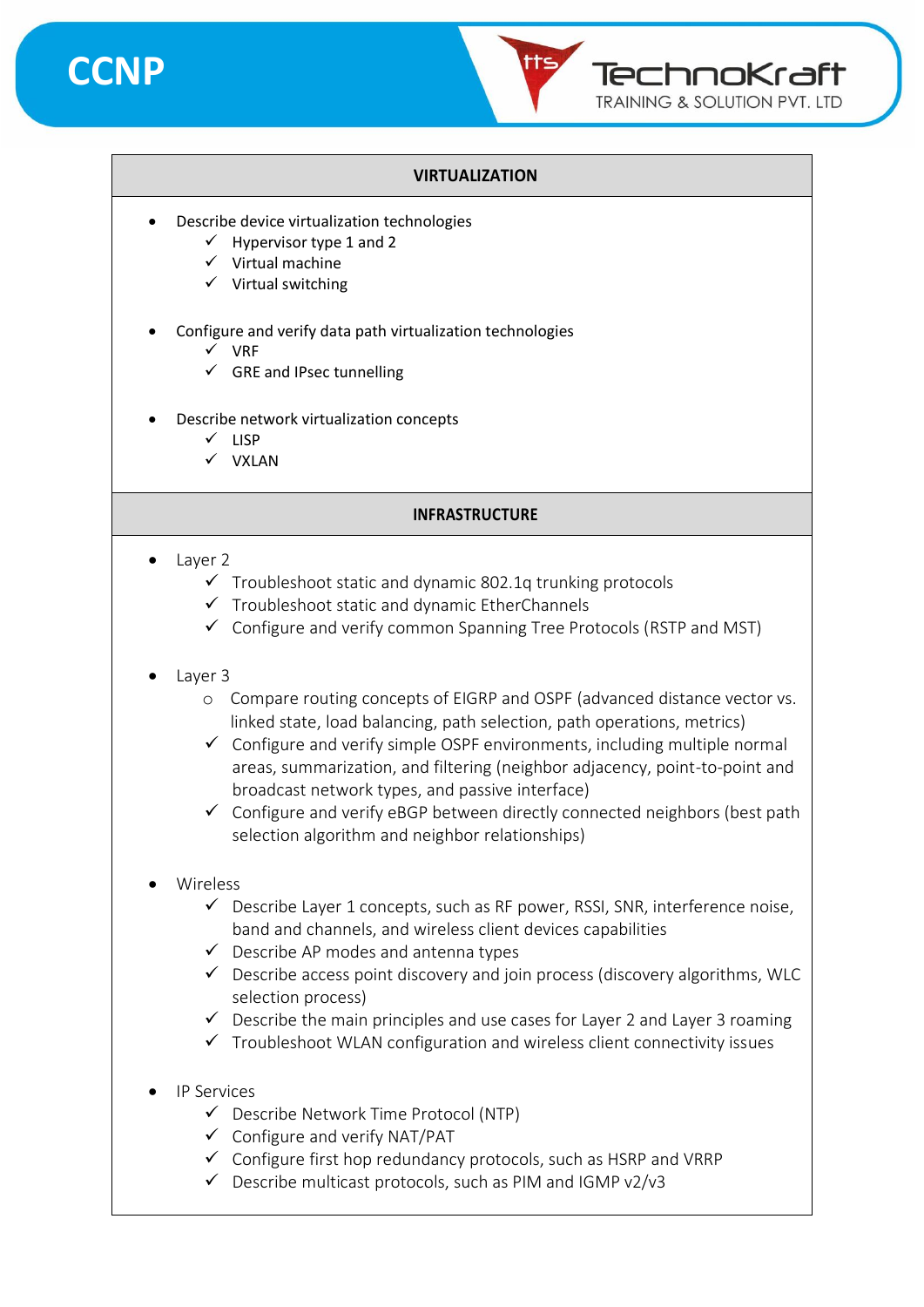## VIRTUALIZATION

- Describe device virtualization technologies
  - ✓ Hypervisor type 1 and 2
  - ✓ Virtual machine
  - ✓ Virtual switching
- Configure and verify data path virtualization technologies
  - ✓ VRF
  - ✓ GRE and IPsec tunnelling
- Describe network virtualization concepts
  - ✓ LISP
  - ✓ VXLAN

## INFRASTRUCTURE

- Layer 2
  - ✓ Troubleshoot static and dynamic 802.1q trunking protocols
  - ✓ Troubleshoot static and dynamic EtherChannels
  - ✓ Configure and verify common Spanning Tree Protocols (RSTP and MST)
- Layer 3
  - Compare routing concepts of EIGRP and OSPF (advanced distance vector vs. linked state, load balancing, path selection, path operations, metrics)
  - ✓ Configure and verify simple OSPF environments, including multiple normal areas, summarization, and filtering (neighbor adjacency, point-to-point and broadcast network types, and passive interface)
  - ✓ Configure and verify eBGP between directly connected neighbors (best path selection algorithm and neighbor relationships)
- Wireless
  - ✓ Describe Layer 1 concepts, such as RF power, RSSI, SNR, interference noise, band and channels, and wireless client devices capabilities
  - ✓ Describe AP modes and antenna types
  - ✓ Describe access point discovery and join process (discovery algorithms, WLC selection process)
  - ✓ Describe the main principles and use cases for Layer 2 and Layer 3 roaming
  - ✓ Troubleshoot WLAN configuration and wireless client connectivity issues
- IP Services
  - ✓ Describe Network Time Protocol (NTP)
  - ✓ Configure and verify NAT/PAT
  - ✓ Configure first hop redundancy protocols, such as HSRP and VRRP
  - ✓ Describe multicast protocols, such as PIM and IGMP v2/v3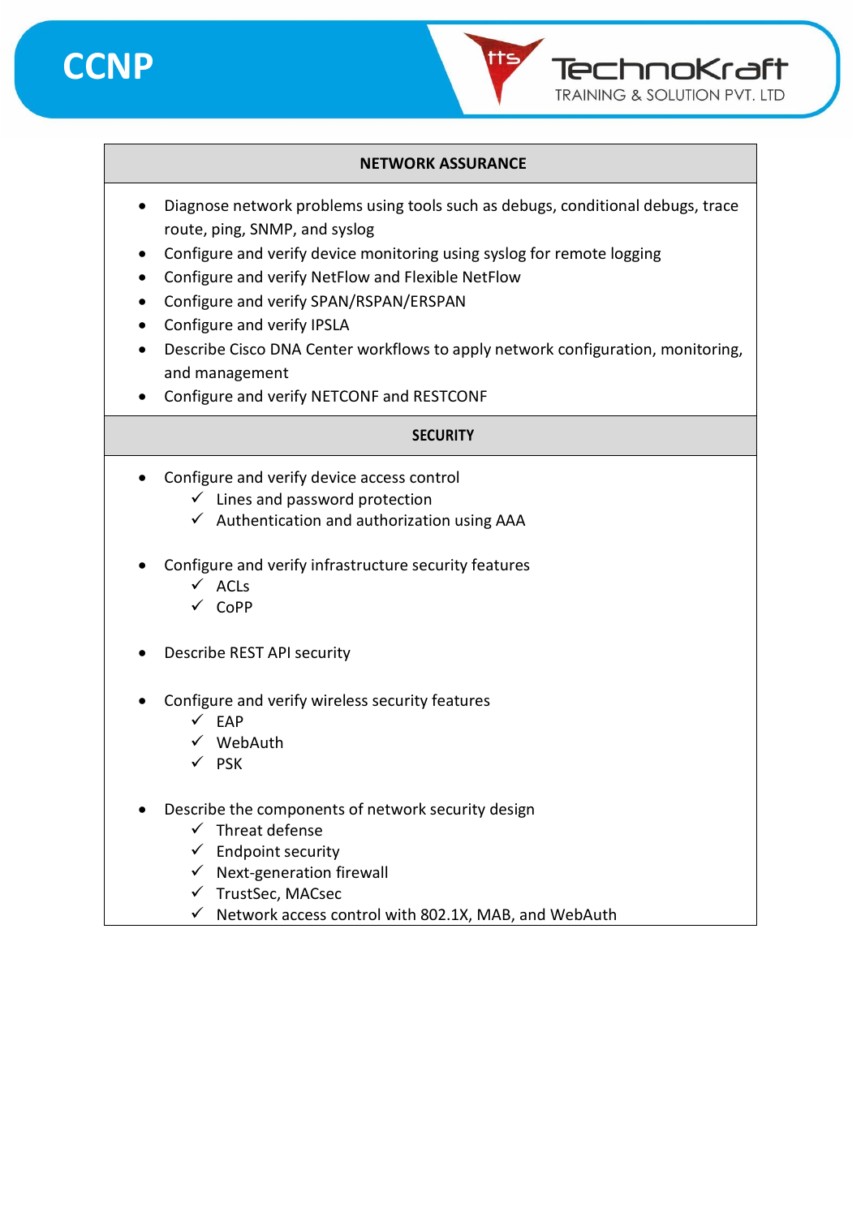## NETWORK ASSURANCE

- Diagnose network problems using tools such as debugs, conditional debugs, trace route, ping, SNMP, and syslog
- Configure and verify device monitoring using syslog for remote logging
- Configure and verify NetFlow and Flexible NetFlow
- Configure and verify SPAN/RSPAN/ERSPAN
- Configure and verify IPSLA
- Describe Cisco DNA Center workflows to apply network configuration, monitoring, and management
- Configure and verify NETCONF and RESTCONF

## SECURITY

- Configure and verify device access control
  - ✓ Lines and password protection
  - ✓ Authentication and authorization using AAA
- Configure and verify infrastructure security features
  - ✓ ACLs
  - ✓ CoPP
- Describe REST API security
- Configure and verify wireless security features
  - ✓ EAP
  - ✓ WebAuth
  - ✓ PSK
- Describe the components of network security design
  - ✓ Threat defense
  - ✓ Endpoint security
  - ✓ Next-generation firewall
  - ✓ TrustSec, MACsec
  - ✓ Network access control with 802.1X, MAB, and WebAuth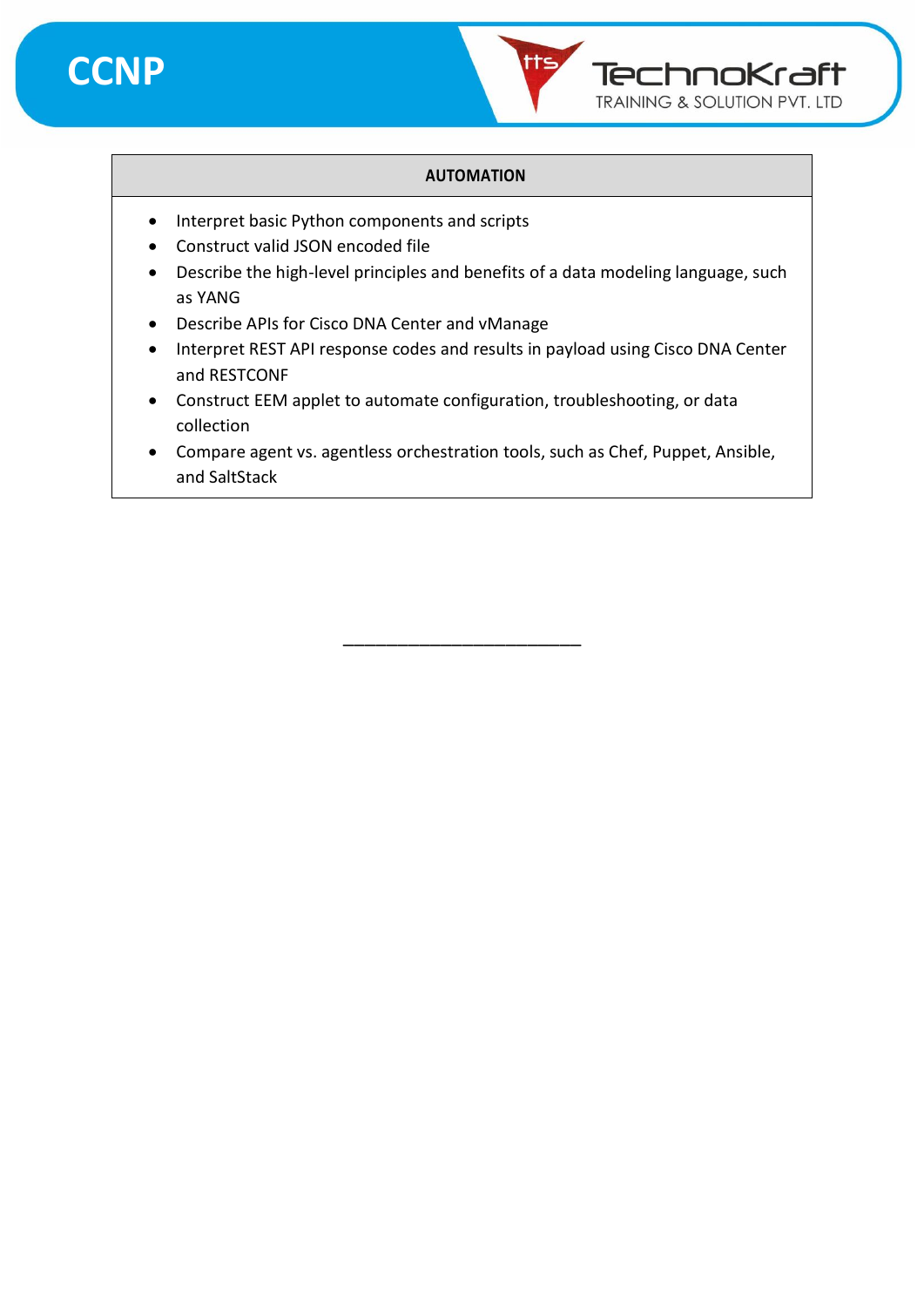| AUTOMATION |
| --- |
| • Interpret basic Python components and scripts<br>• Construct valid JSON encoded file<br>• Describe the high-level principles and benefits of a data modeling language, such as YANG<br>• Describe APIs for Cisco DNA Center and vManage<br>• Interpret REST API response codes and results in payload using Cisco DNA Center and RESTCONF<br>• Construct EEM applet to automate configuration, troubleshooting, or data collection<br>• Compare agent vs. agentless orchestration tools, such as Chef, Puppet, Ansible, and SaltStack |

\_\_\_\_\_\_\_\_\_\_\_\_\_\_\_\_\_\_\_\_\_\_\_\_\_\_\_\_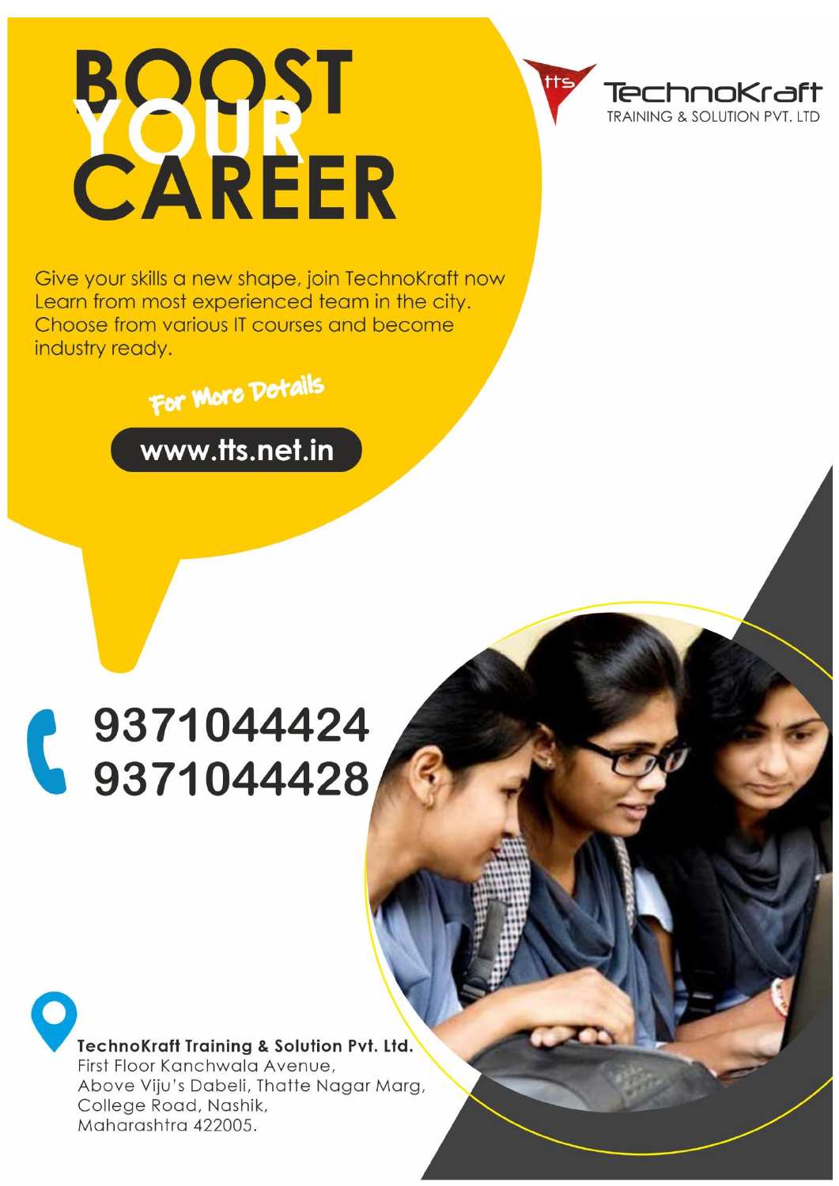# BOOST YOUR CAREER

TechnoKraft
TRAINING & SOLUTION PVT. LTD

Give your skills a new shape, join TechnoKraft now
Learn from most experienced team in the city.
Choose from various IT courses and become industry ready.

For More Details

**www.tts.net.in**

**9371044424**
**9371044428**

**TechnoKraft Training & Solution Pvt. Ltd.**
First Floor Kanchwala Avenue,
Above Viju's Dabeli, Thatte Nagar Marg,
College Road, Nashik,
Maharashtra 422005.